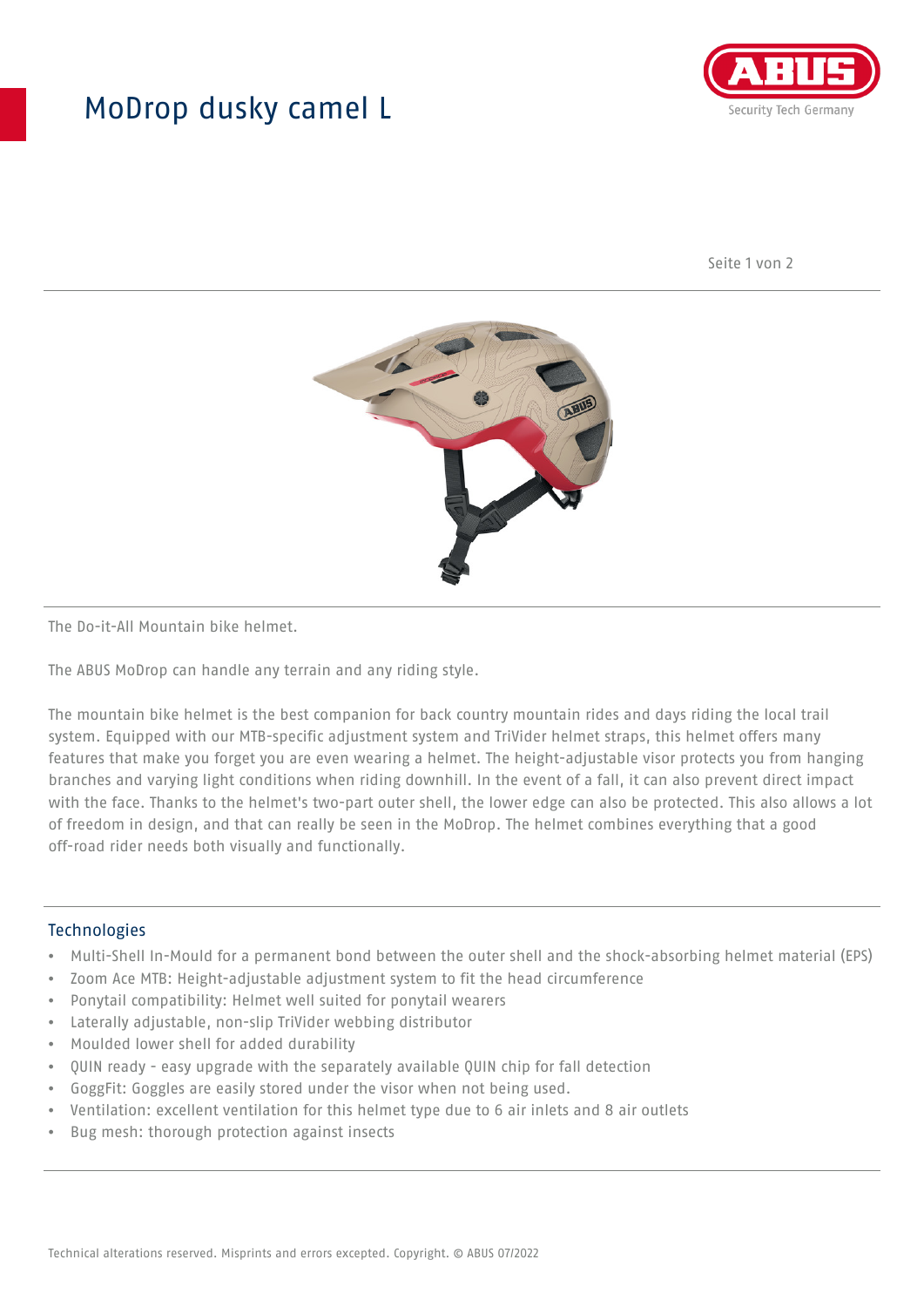# MoDrop dusky camel L

The Do-it-All Mountain bike helmet.

The ABUS MoDrop can handle any terrain and any riding style.

The mountain bike helmet is the best companion for back country mountain rides and days riding the local trail system. Equipped with our MTB-specific adjustment system and TriVider helmet straps, this helmet offers many features that make you forget you are even wearing a helmet. The height-adjustable visor protects you from hanging branches and varying light conditions when riding downhill. In the event of a fall, it can also prevent direct impact with the face. Thanks to the helmet's two-part outer shell, the lower edge can also be protected. This also allows a lot of freedom in design, and that can really be seen in the MoDrop. The helmet combines everything that a good off-road rider needs both visually and functionally.

## Technologies

- Multi-Shell In-Mould for a permanent bond between the outer shell and the shock-absorbing helmet material (EPS)
- Zoom Ace MTB: Height-adjustable adjustment system to fit the head circumference
- Ponytail compatibility: Helmet well suited for ponytail wearers
- Laterally adjustable, non-slip TriVider webbing distributor
- Moulded lower shell for added durability
- QUIN ready - easy upgrade with the separately available QUIN chip for fall detection
- GoggFit: Goggles are easily stored under the visor when not being used.
- Ventilation: excellent ventilation for this helmet type due to 6 air inlets and 8 air outlets
- Bug mesh: thorough protection against insects

Technical alterations reserved. Misprints and errors excepted. Copyright. © ABUS 07/2022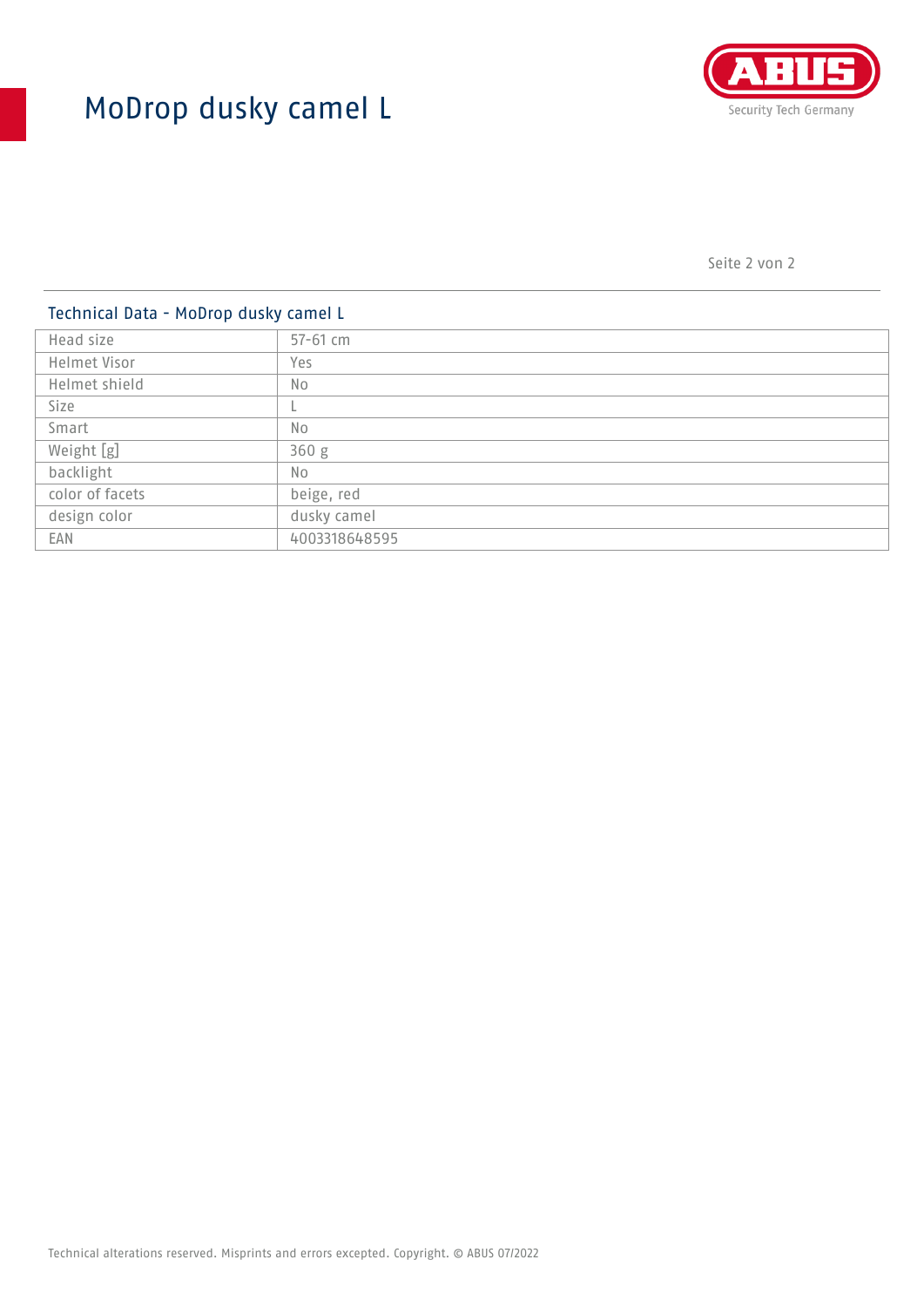# MoDrop dusky camel L

## Technical Data - MoDrop dusky camel L

| | |
|---|---|
| Head size | 57-61 cm |
| Helmet Visor | Yes |
| Helmet shield | No |
| Size | L |
| Smart | No |
| Weight [g] | 360 g |
| backlight | No |
| color of facets | beige, red |
| design color | dusky camel |
| EAN | 4003318648595 |

Technical alterations reserved. Misprints and errors excepted. Copyright. © ABUS 07/2022